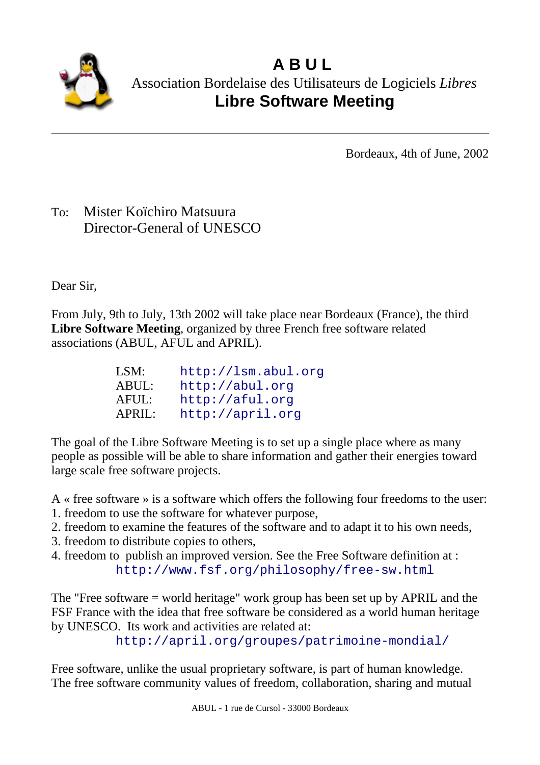# A B U L

Association Bordelaise des Utilisateurs de Logiciels *Libres*

## Libre Software Meeting

Bordeaux, 4th of June, 2002

To: Mister Koïchiro Matsuura
Director-General of UNESCO

Dear Sir,

From July, 9th to July, 13th 2002 will take place near Bordeaux (France), the third **Libre Software Meeting**, organized by three French free software related associations (ABUL, AFUL and APRIL).

| | |
|---|---|
| LSM: | http://lsm.abul.org |
| ABUL: | http://abul.org |
| AFUL: | http://aful.org |
| APRIL: | http://april.org |

The goal of the Libre Software Meeting is to set up a single place where as many people as possible will be able to share information and gather their energies toward large scale free software projects.

A « free software » is a software which offers the following four freedoms to the user:
1. freedom to use the software for whatever purpose,
2. freedom to examine the features of the software and to adapt it to his own needs,
3. freedom to distribute copies to others,
4. freedom to publish an improved version. See the Free Software definition at :
   http://www.fsf.org/philosophy/free-sw.html

The "Free software = world heritage" work group has been set up by APRIL and the FSF France with the idea that free software be considered as a world human heritage by UNESCO. Its work and activities are related at:
http://april.org/groupes/patrimoine-mondial/

Free software, unlike the usual proprietary software, is part of human knowledge. The free software community values of freedom, collaboration, sharing and mutual

ABUL - 1 rue de Cursol - 33000 Bordeaux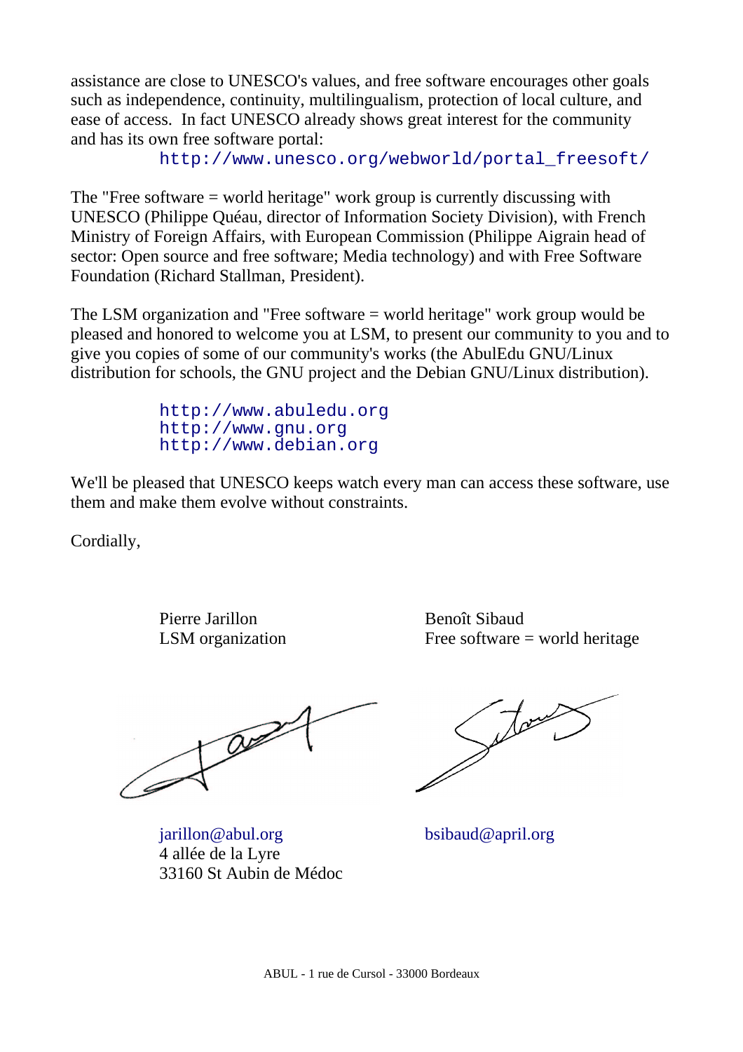assistance are close to UNESCO's values, and free software encourages other goals such as independence, continuity, multilingualism, protection of local culture, and ease of access. In fact UNESCO already shows great interest for the community and has its own free software portal:

http://www.unesco.org/webworld/portal_freesoft/

The "Free software = world heritage" work group is currently discussing with UNESCO (Philippe Quéau, director of Information Society Division), with French Ministry of Foreign Affairs, with European Commission (Philippe Aigrain head of sector: Open source and free software; Media technology) and with Free Software Foundation (Richard Stallman, President).

The LSM organization and "Free software = world heritage" work group would be pleased and honored to welcome you at LSM, to present our community to you and to give you copies of some of our community's works (the AbulEdu GNU/Linux distribution for schools, the GNU project and the Debian GNU/Linux distribution).

http://www.abuledu.org
http://www.gnu.org
http://www.debian.org

We'll be pleased that UNESCO keeps watch every man can access these software, use them and make them evolve without constraints.

Cordially,

Pierre Jarillon
LSM organization

jarillon@abul.org
4 allée de la Lyre
33160 St Aubin de Médoc

Benoît Sibaud
Free software = world heritage

bsibaud@april.org

ABUL - 1 rue de Cursol - 33000 Bordeaux